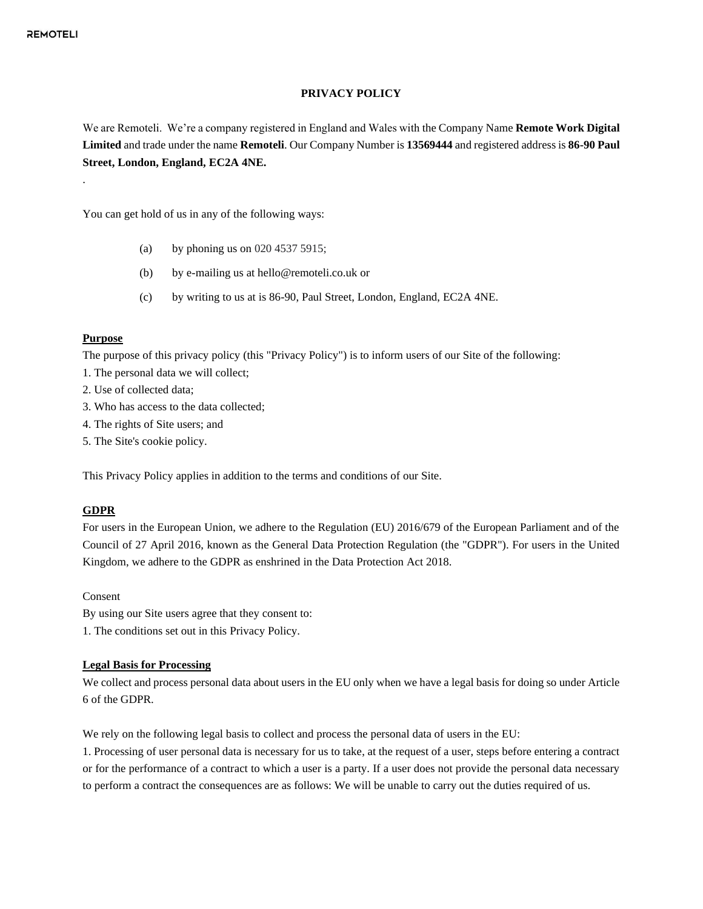# PRIVACY POLICY

We are Remoteli. We're a company registered in England and Wales with the Company Name **Remote Work Digital Limited** and trade under the name **Remoteli**. Our Company Number is **13569444** and registered address is **86-90 Paul Street, London, England, EC2A 4NE.**

.

You can get hold of us in any of the following ways:

(a) by phoning us on 020 4537 5915;

(b) by e-mailing us at hello@remoteli.co.uk or

(c) by writing to us at is 86-90, Paul Street, London, England, EC2A 4NE.

## Purpose

The purpose of this privacy policy (this "Privacy Policy") is to inform users of our Site of the following:

1. The personal data we will collect;
2. Use of collected data;
3. Who has access to the data collected;
4. The rights of Site users; and
5. The Site's cookie policy.

This Privacy Policy applies in addition to the terms and conditions of our Site.

## GDPR

For users in the European Union, we adhere to the Regulation (EU) 2016/679 of the European Parliament and of the Council of 27 April 2016, known as the General Data Protection Regulation (the "GDPR"). For users in the United Kingdom, we adhere to the GDPR as enshrined in the Data Protection Act 2018.

Consent

By using our Site users agree that they consent to:

1. The conditions set out in this Privacy Policy.

## Legal Basis for Processing

We collect and process personal data about users in the EU only when we have a legal basis for doing so under Article 6 of the GDPR.

We rely on the following legal basis to collect and process the personal data of users in the EU:

1. Processing of user personal data is necessary for us to take, at the request of a user, steps before entering a contract or for the performance of a contract to which a user is a party. If a user does not provide the personal data necessary to perform a contract the consequences are as follows: We will be unable to carry out the duties required of us.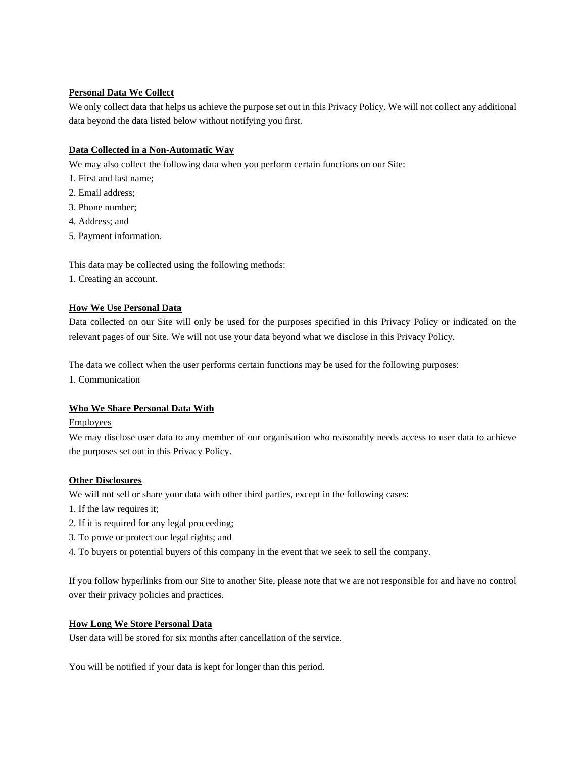**Personal Data We Collect**

We only collect data that helps us achieve the purpose set out in this Privacy Policy. We will not collect any additional data beyond the data listed below without notifying you first.

**Data Collected in a Non-Automatic Way**

We may also collect the following data when you perform certain functions on our Site:

1. First and last name;
2. Email address;
3. Phone number;
4. Address; and
5. Payment information.

This data may be collected using the following methods:

1. Creating an account.

**How We Use Personal Data**

Data collected on our Site will only be used for the purposes specified in this Privacy Policy or indicated on the relevant pages of our Site. We will not use your data beyond what we disclose in this Privacy Policy.

The data we collect when the user performs certain functions may be used for the following purposes:

1. Communication

**Who We Share Personal Data With**

Employees

We may disclose user data to any member of our organisation who reasonably needs access to user data to achieve the purposes set out in this Privacy Policy.

**Other Disclosures**

We will not sell or share your data with other third parties, except in the following cases:

1. If the law requires it;
2. If it is required for any legal proceeding;
3. To prove or protect our legal rights; and
4. To buyers or potential buyers of this company in the event that we seek to sell the company.

If you follow hyperlinks from our Site to another Site, please note that we are not responsible for and have no control over their privacy policies and practices.

**How Long We Store Personal Data**

User data will be stored for six months after cancellation of the service.

You will be notified if your data is kept for longer than this period.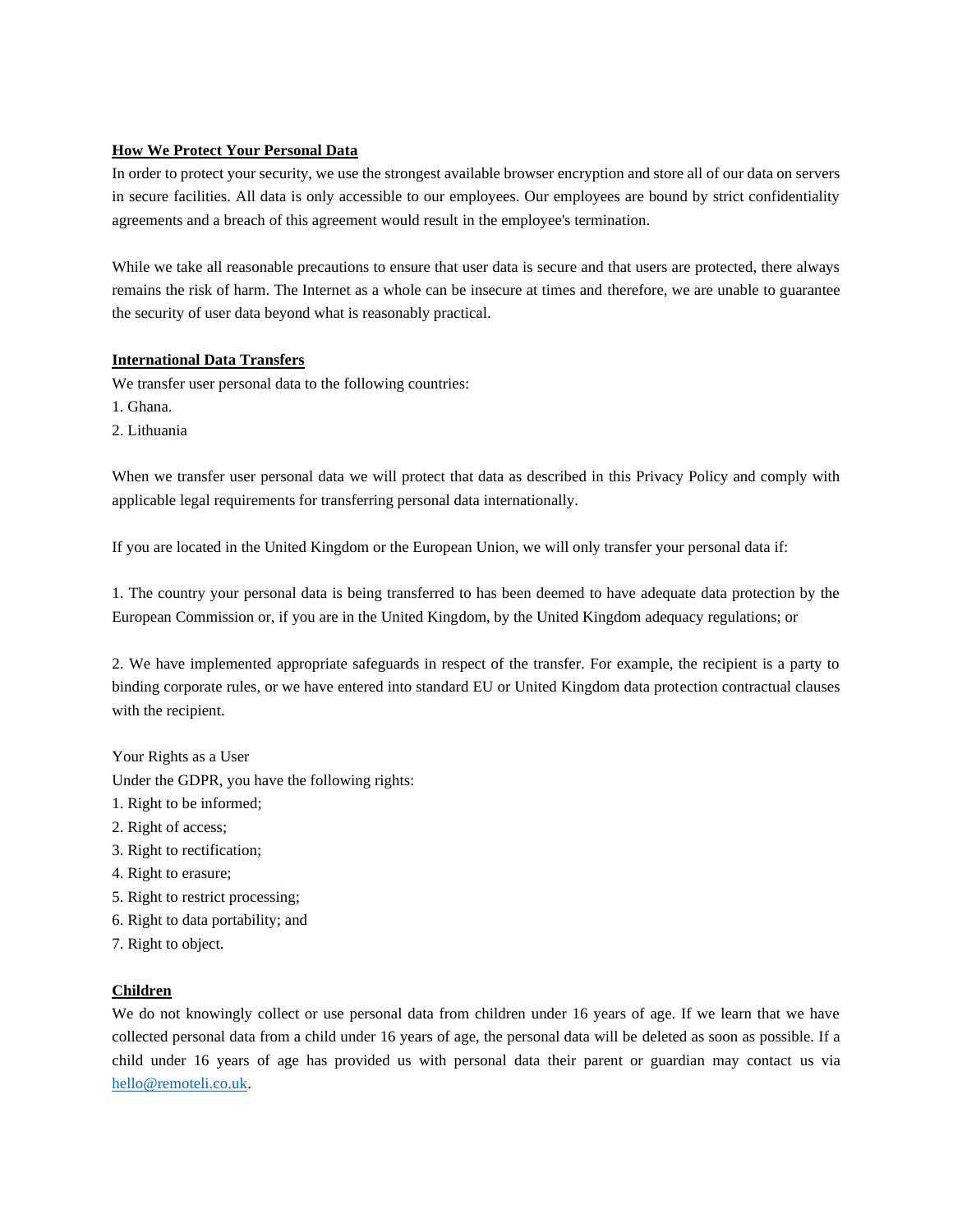**How We Protect Your Personal Data**

In order to protect your security, we use the strongest available browser encryption and store all of our data on servers in secure facilities. All data is only accessible to our employees. Our employees are bound by strict confidentiality agreements and a breach of this agreement would result in the employee's termination.

While we take all reasonable precautions to ensure that user data is secure and that users are protected, there always remains the risk of harm. The Internet as a whole can be insecure at times and therefore, we are unable to guarantee the security of user data beyond what is reasonably practical.

**International Data Transfers**

We transfer user personal data to the following countries:

1. Ghana.
2. Lithuania

When we transfer user personal data we will protect that data as described in this Privacy Policy and comply with applicable legal requirements for transferring personal data internationally.

If you are located in the United Kingdom or the European Union, we will only transfer your personal data if:

1. The country your personal data is being transferred to has been deemed to have adequate data protection by the European Commission or, if you are in the United Kingdom, by the United Kingdom adequacy regulations; or

2. We have implemented appropriate safeguards in respect of the transfer. For example, the recipient is a party to binding corporate rules, or we have entered into standard EU or United Kingdom data protection contractual clauses with the recipient.

Your Rights as a User

Under the GDPR, you have the following rights:

1. Right to be informed;
2. Right of access;
3. Right to rectification;
4. Right to erasure;
5. Right to restrict processing;
6. Right to data portability; and
7. Right to object.

**Children**

We do not knowingly collect or use personal data from children under 16 years of age. If we learn that we have collected personal data from a child under 16 years of age, the personal data will be deleted as soon as possible. If a child under 16 years of age has provided us with personal data their parent or guardian may contact us via hello@remoteli.co.uk.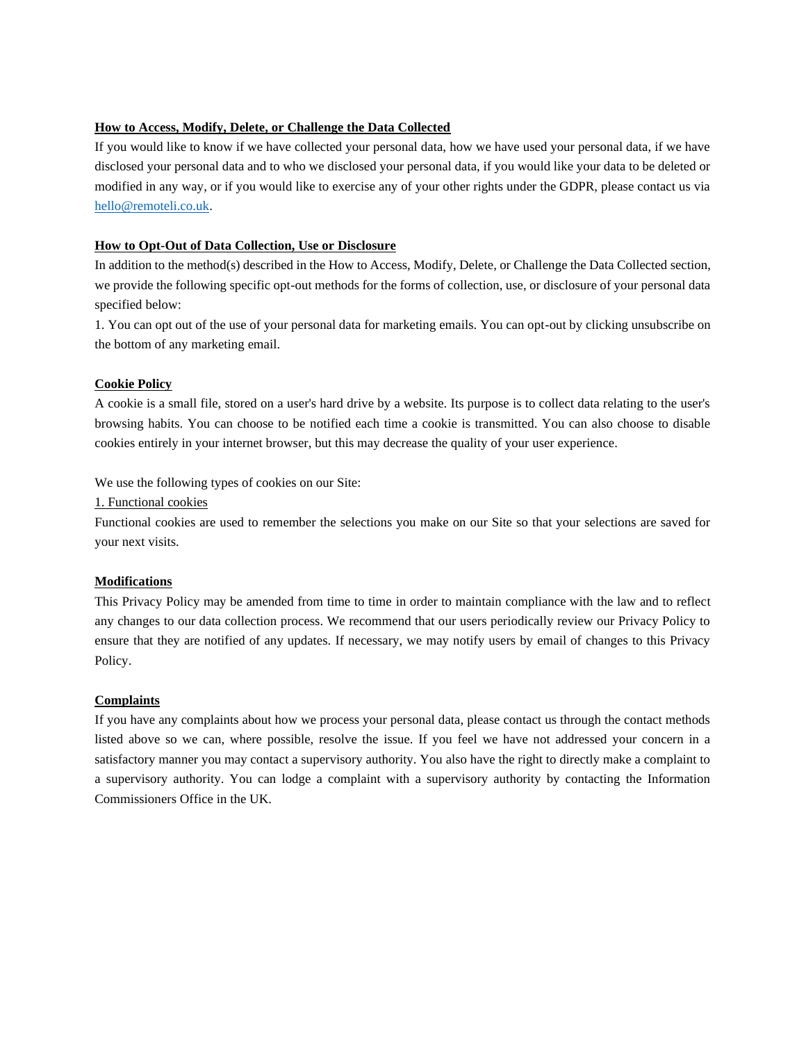**How to Access, Modify, Delete, or Challenge the Data Collected**

If you would like to know if we have collected your personal data, how we have used your personal data, if we have disclosed your personal data and to who we disclosed your personal data, if you would like your data to be deleted or modified in any way, or if you would like to exercise any of your other rights under the GDPR, please contact us via hello@remoteli.co.uk.

**How to Opt-Out of Data Collection, Use or Disclosure**

In addition to the method(s) described in the How to Access, Modify, Delete, or Challenge the Data Collected section, we provide the following specific opt-out methods for the forms of collection, use, or disclosure of your personal data specified below:

1. You can opt out of the use of your personal data for marketing emails. You can opt-out by clicking unsubscribe on the bottom of any marketing email.

**Cookie Policy**

A cookie is a small file, stored on a user's hard drive by a website. Its purpose is to collect data relating to the user's browsing habits. You can choose to be notified each time a cookie is transmitted. You can also choose to disable cookies entirely in your internet browser, but this may decrease the quality of your user experience.

We use the following types of cookies on our Site:

1. Functional cookies

Functional cookies are used to remember the selections you make on our Site so that your selections are saved for your next visits.

**Modifications**

This Privacy Policy may be amended from time to time in order to maintain compliance with the law and to reflect any changes to our data collection process. We recommend that our users periodically review our Privacy Policy to ensure that they are notified of any updates. If necessary, we may notify users by email of changes to this Privacy Policy.

**Complaints**

If you have any complaints about how we process your personal data, please contact us through the contact methods listed above so we can, where possible, resolve the issue. If you feel we have not addressed your concern in a satisfactory manner you may contact a supervisory authority. You also have the right to directly make a complaint to a supervisory authority. You can lodge a complaint with a supervisory authority by contacting the Information Commissioners Office in the UK.